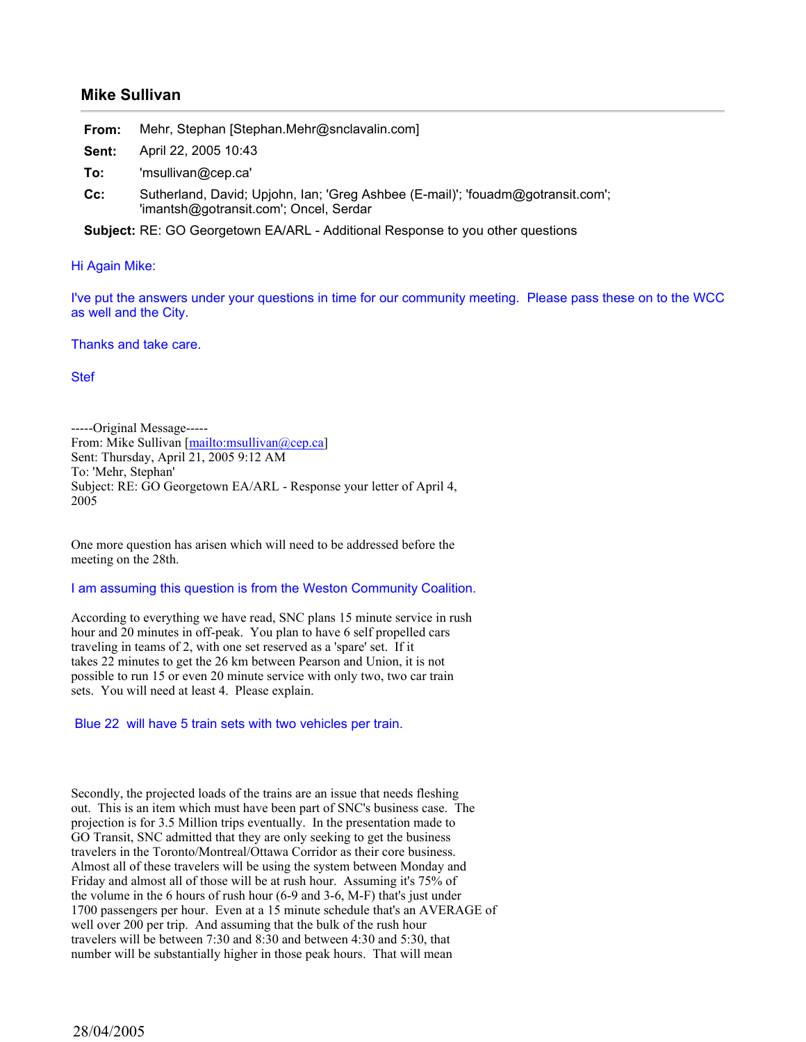## Mike Sullivan

| | |
|---|---|
| **From:** | Mehr, Stephan [Stephan.Mehr@snclavalin.com] |
| **Sent:** | April 22, 2005 10:43 |
| **To:** | 'msullivan@cep.ca' |
| **Cc:** | Sutherland, David; Upjohn, Ian; 'Greg Ashbee (E-mail)'; 'fouadm@gotransit.com'; 'imantsh@gotransit.com'; Oncel, Serdar |
| **Subject:** | RE: GO Georgetown EA/ARL - Additional Response to you other questions |

Hi Again Mike:

I've put the answers under your questions in time for our community meeting. Please pass these on to the WCC as well and the City.

Thanks and take care.

Stef

-----Original Message-----
From: Mike Sullivan [mailto:msullivan@cep.ca]
Sent: Thursday, April 21, 2005 9:12 AM
To: 'Mehr, Stephan'
Subject: RE: GO Georgetown EA/ARL - Response your letter of April 4, 2005

One more question has arisen which will need to be addressed before the meeting on the 28th.

I am assuming this question is from the Weston Community Coalition.

According to everything we have read, SNC plans 15 minute service in rush hour and 20 minutes in off-peak. You plan to have 6 self propelled cars traveling in teams of 2, with one set reserved as a 'spare' set. If it takes 22 minutes to get the 26 km between Pearson and Union, it is not possible to run 15 or even 20 minute service with only two, two car train sets. You will need at least 4. Please explain.

Blue 22 will have 5 train sets with two vehicles per train.

Secondly, the projected loads of the trains are an issue that needs fleshing out. This is an item which must have been part of SNC's business case. The projection is for 3.5 Million trips eventually. In the presentation made to GO Transit, SNC admitted that they are only seeking to get the business travelers in the Toronto/Montreal/Ottawa Corridor as their core business. Almost all of these travelers will be using the system between Monday and Friday and almost all of those will be at rush hour. Assuming it's 75% of the volume in the 6 hours of rush hour (6-9 and 3-6, M-F) that's just under 1700 passengers per hour. Even at a 15 minute schedule that's an AVERAGE of well over 200 per trip. And assuming that the bulk of the rush hour travelers will be between 7:30 and 8:30 and between 4:30 and 5:30, that number will be substantially higher in those peak hours. That will mean

28/04/2005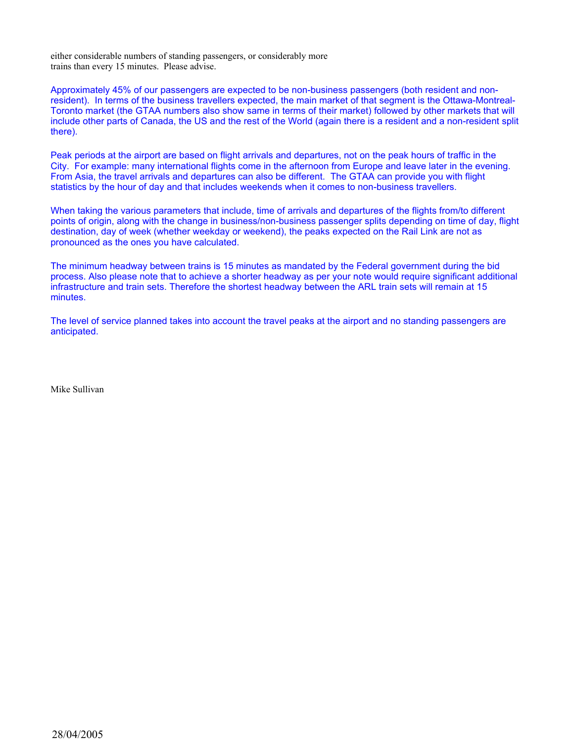either considerable numbers of standing passengers, or considerably more trains than every 15 minutes. Please advise.

Approximately 45% of our passengers are expected to be non-business passengers (both resident and non-resident). In terms of the business travellers expected, the main market of that segment is the Ottawa-Montreal-Toronto market (the GTAA numbers also show same in terms of their market) followed by other markets that will include other parts of Canada, the US and the rest of the World (again there is a resident and a non-resident split there).

Peak periods at the airport are based on flight arrivals and departures, not on the peak hours of traffic in the City. For example: many international flights come in the afternoon from Europe and leave later in the evening. From Asia, the travel arrivals and departures can also be different. The GTAA can provide you with flight statistics by the hour of day and that includes weekends when it comes to non-business travellers.

When taking the various parameters that include, time of arrivals and departures of the flights from/to different points of origin, along with the change in business/non-business passenger splits depending on time of day, flight destination, day of week (whether weekday or weekend), the peaks expected on the Rail Link are not as pronounced as the ones you have calculated.

The minimum headway between trains is 15 minutes as mandated by the Federal government during the bid process. Also please note that to achieve a shorter headway as per your note would require significant additional infrastructure and train sets. Therefore the shortest headway between the ARL train sets will remain at 15 minutes.

The level of service planned takes into account the travel peaks at the airport and no standing passengers are anticipated.

Mike Sullivan

28/04/2005